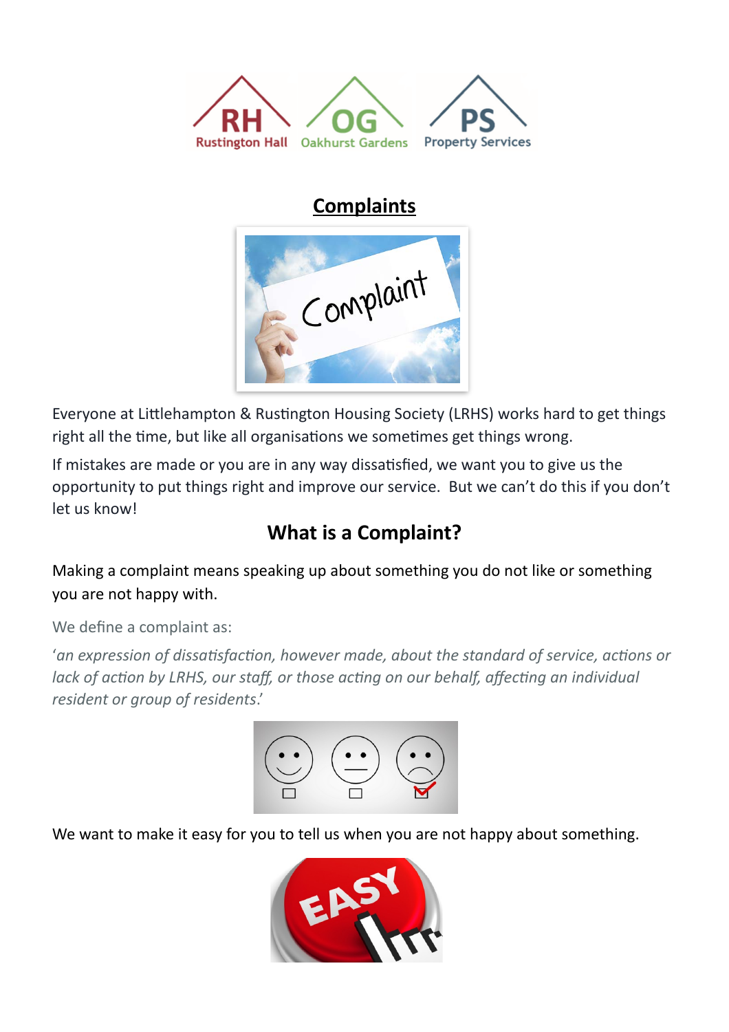RH Rustington Hall | OG Oakhurst Gardens | PS Property Services

# Complaints

Everyone at Littlehampton & Rustington Housing Society (LRHS) works hard to get things right all the time, but like all organisations we sometimes get things wrong.

If mistakes are made or you are in any way dissatisfied, we want you to give us the opportunity to put things right and improve our service. But we can't do this if you don't let us know!

## What is a Complaint?

Making a complaint means speaking up about something you do not like or something you are not happy with.

We define a complaint as:

'*an expression of dissatisfaction, however made, about the standard of service, actions or lack of action by LRHS, our staff, or those acting on our behalf, affecting an individual resident or group of residents.*'

We want to make it easy for you to tell us when you are not happy about something.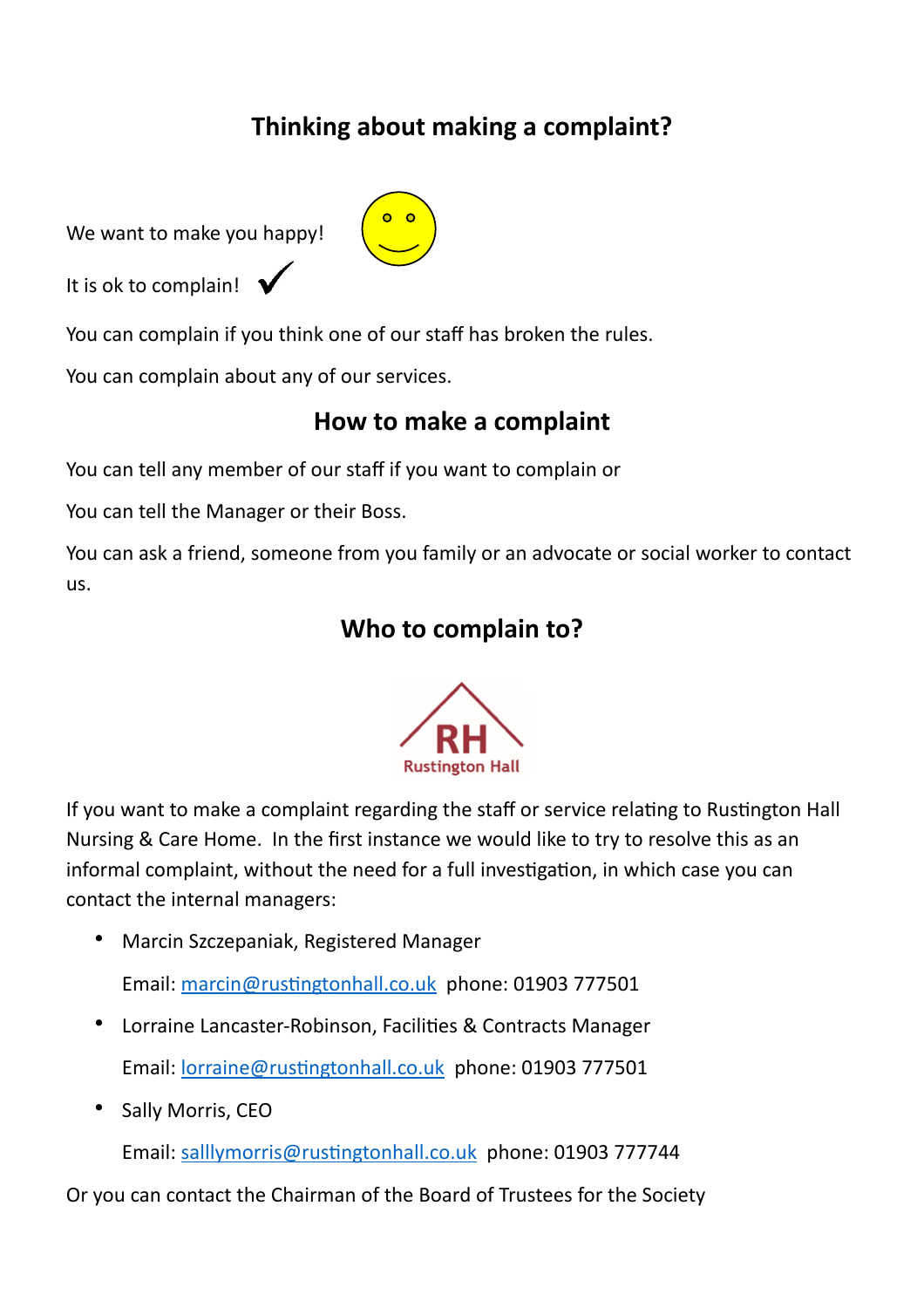## Thinking about making a complaint?

We want to make you happy!

It is ok to complain! ✓

You can complain if you think one of our staff has broken the rules.

You can complain about any of our services.

## How to make a complaint

You can tell any member of our staff if you want to complain or

You can tell the Manager or their Boss.

You can ask a friend, someone from you family or an advocate or social worker to contact us.

## Who to complain to?

RH
Rustington Hall

If you want to make a complaint regarding the staff or service relating to Rustington Hall Nursing & Care Home. In the first instance we would like to try to resolve this as an informal complaint, without the need for a full investigation, in which case you can contact the internal managers:

- Marcin Szczepaniak, Registered Manager

  Email: marcin@rustingtonhall.co.uk phone: 01903 777501

- Lorraine Lancaster-Robinson, Facilities & Contracts Manager

  Email: lorraine@rustingtonhall.co.uk phone: 01903 777501

- Sally Morris, CEO

  Email: salllymorris@rustingtonhall.co.uk phone: 01903 777744

Or you can contact the Chairman of the Board of Trustees for the Society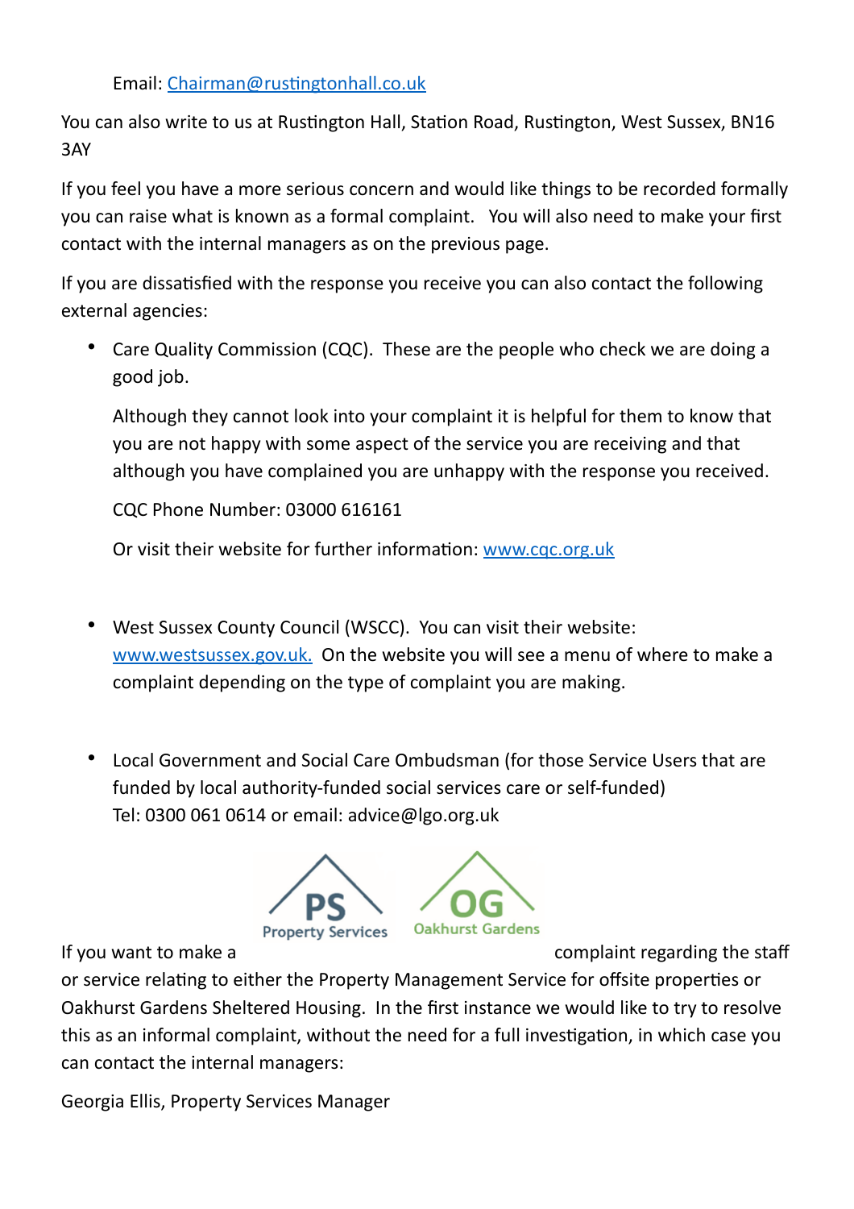Email: [Chairman@rustingtonhall.co.uk](mailto:Chairman@rustingtonhall.co.uk)

You can also write to us at Rustington Hall, Station Road, Rustington, West Sussex, BN16 3AY

If you feel you have a more serious concern and would like things to be recorded formally you can raise what is known as a formal complaint. You will also need to make your first contact with the internal managers as on the previous page.

If you are dissatisfied with the response you receive you can also contact the following external agencies:

- Care Quality Commission (CQC). These are the people who check we are doing a good job.

  Although they cannot look into your complaint it is helpful for them to know that you are not happy with some aspect of the service you are receiving and that although you have complained you are unhappy with the response you received.

  CQC Phone Number: 03000 616161

  Or visit their website for further information: [www.cqc.org.uk](http://www.cqc.org.uk)

- West Sussex County Council (WSCC). You can visit their website: [www.westsussex.gov.uk.](http://www.westsussex.gov.uk) On the website you will see a menu of where to make a complaint depending on the type of complaint you are making.

- Local Government and Social Care Ombudsman (for those Service Users that are funded by local authority-funded social services care or self-funded)
  Tel: 0300 061 0614 or email: advice@lgo.org.uk

PS Property Services | OG Oakhurst Gardens

If you want to make a complaint regarding the staff or service relating to either the Property Management Service for offsite properties or Oakhurst Gardens Sheltered Housing. In the first instance we would like to try to resolve this as an informal complaint, without the need for a full investigation, in which case you can contact the internal managers:

Georgia Ellis, Property Services Manager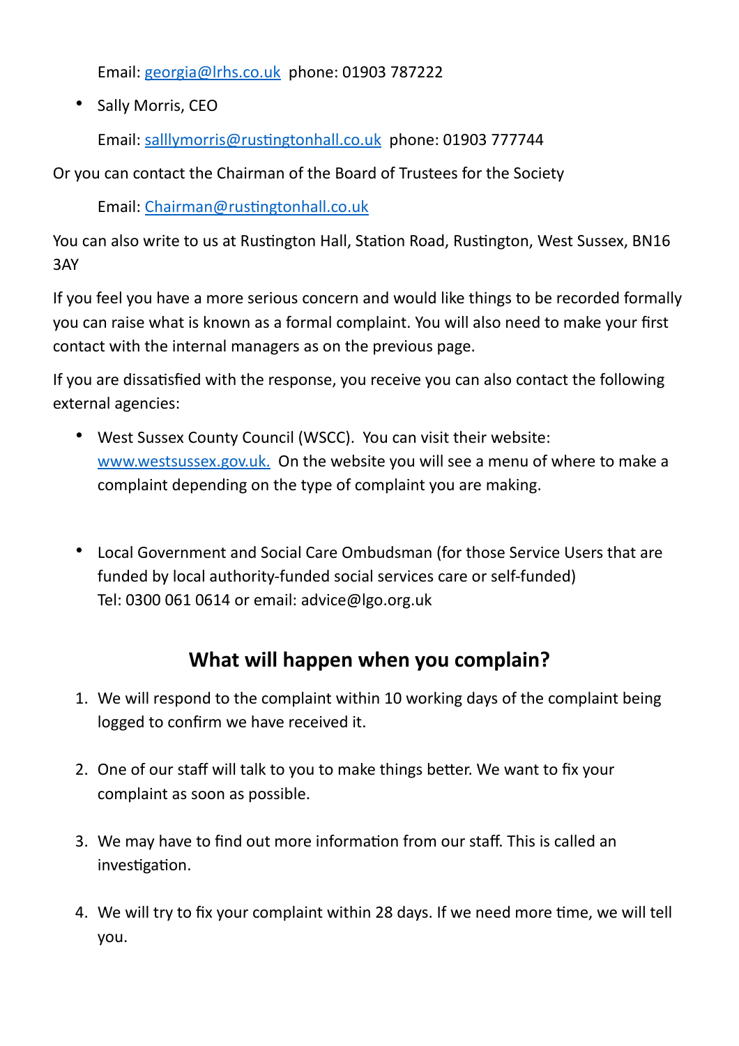Email: [georgia@lrhs.co.uk](mailto:georgia@lrhs.co.uk) phone: 01903 787222

- Sally Morris, CEO

  Email: [salllymorris@rustingtonhall.co.uk](mailto:salllymorris@rustingtonhall.co.uk) phone: 01903 777744

Or you can contact the Chairman of the Board of Trustees for the Society

Email: [Chairman@rustingtonhall.co.uk](mailto:Chairman@rustingtonhall.co.uk)

You can also write to us at Rustington Hall, Station Road, Rustington, West Sussex, BN16 3AY

If you feel you have a more serious concern and would like things to be recorded formally you can raise what is known as a formal complaint. You will also need to make your first contact with the internal managers as on the previous page.

If you are dissatisfied with the response, you receive you can also contact the following external agencies:

- West Sussex County Council (WSCC). You can visit their website: [www.westsussex.gov.uk.](http://www.westsussex.gov.uk) On the website you will see a menu of where to make a complaint depending on the type of complaint you are making.

- Local Government and Social Care Ombudsman (for those Service Users that are funded by local authority-funded social services care or self-funded)
  Tel: 0300 061 0614 or email: advice@lgo.org.uk

## What will happen when you complain?

1. We will respond to the complaint within 10 working days of the complaint being logged to confirm we have received it.

2. One of our staff will talk to you to make things better. We want to fix your complaint as soon as possible.

3. We may have to find out more information from our staff. This is called an investigation.

4. We will try to fix your complaint within 28 days. If we need more time, we will tell you.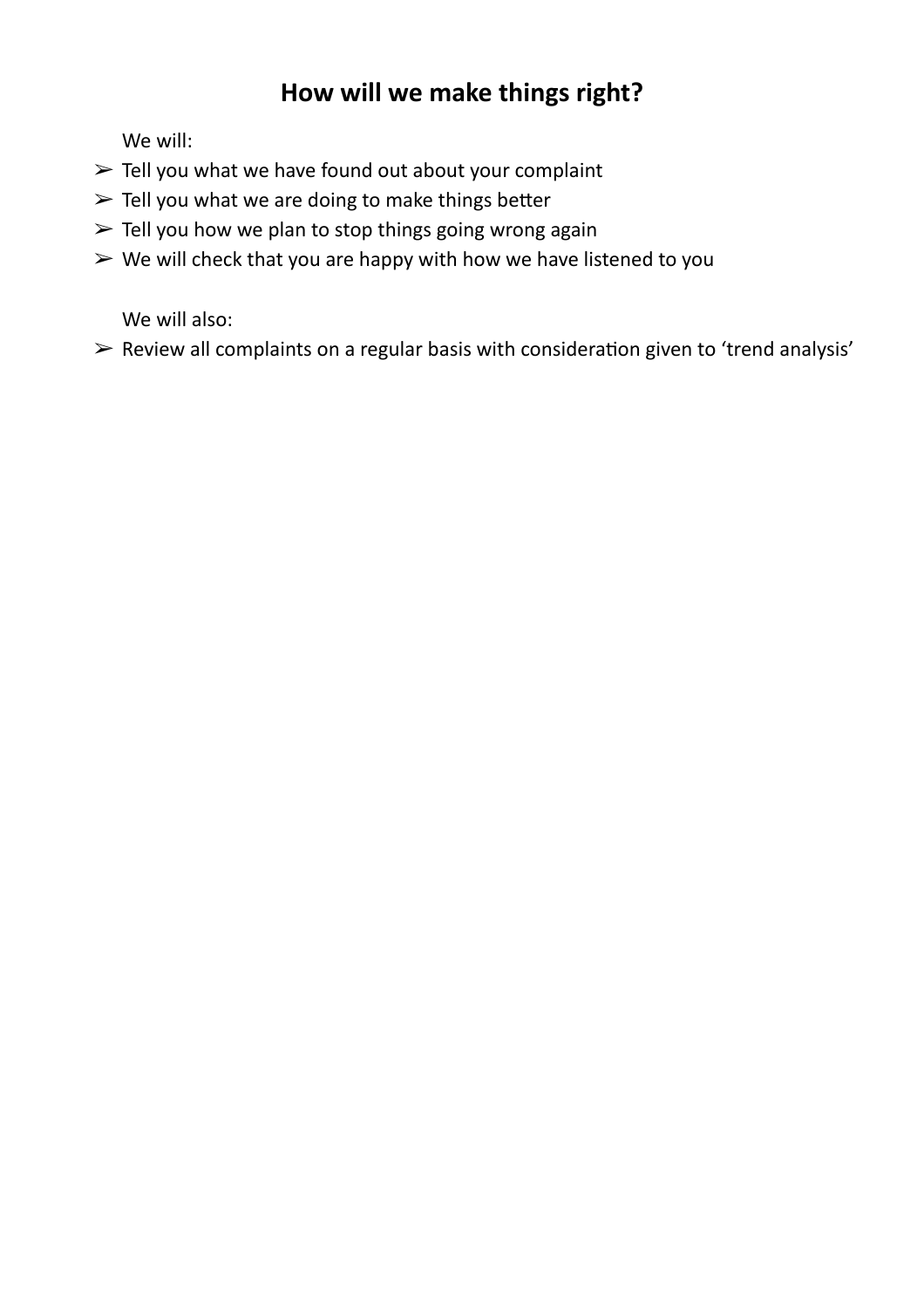## How will we make things right?

We will:

- Tell you what we have found out about your complaint
- Tell you what we are doing to make things better
- Tell you how we plan to stop things going wrong again
- We will check that you are happy with how we have listened to you

We will also:

- Review all complaints on a regular basis with consideration given to 'trend analysis'